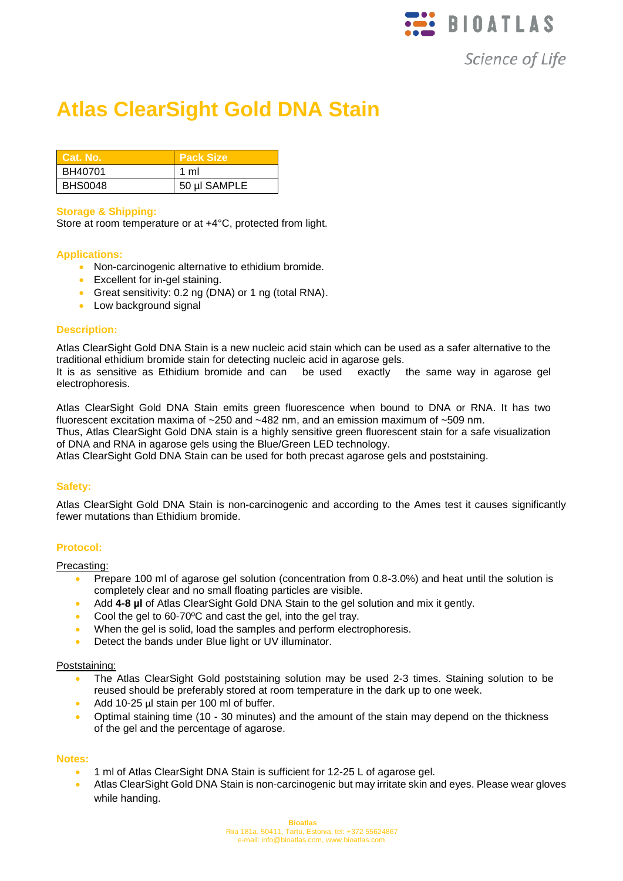# Atlas ClearSight Gold DNA Stain

| Cat. No. | Pack Size |
|---|---|
| BH40701 | 1 ml |
| BHS0048 | 50 µl SAMPLE |

### Storage & Shipping:

Store at room temperature or at +4°C, protected from light.

### Applications:

- Non-carcinogenic alternative to ethidium bromide.
- Excellent for in-gel staining.
- Great sensitivity: 0.2 ng (DNA) or 1 ng (total RNA).
- Low background signal

### Description:

Atlas ClearSight Gold DNA Stain is a new nucleic acid stain which can be used as a safer alternative to the traditional ethidium bromide stain for detecting nucleic acid in agarose gels.
It is as sensitive as Ethidium bromide and can be used exactly the same way in agarose gel electrophoresis.

Atlas ClearSight Gold DNA Stain emits green fluorescence when bound to DNA or RNA. It has two fluorescent excitation maxima of ~250 and ~482 nm, and an emission maximum of ~509 nm.
Thus, Atlas ClearSight Gold DNA stain is a highly sensitive green fluorescent stain for a safe visualization of DNA and RNA in agarose gels using the Blue/Green LED technology.
Atlas ClearSight Gold DNA Stain can be used for both precast agarose gels and poststaining.

### Safety:

Atlas ClearSight Gold DNA Stain is non-carcinogenic and according to the Ames test it causes significantly fewer mutations than Ethidium bromide.

### Protocol:

Precasting:

- Prepare 100 ml of agarose gel solution (concentration from 0.8-3.0%) and heat until the solution is completely clear and no small floating particles are visible.
- Add **4-8 µl** of Atlas ClearSight Gold DNA Stain to the gel solution and mix it gently.
- Cool the gel to 60-70ºC and cast the gel, into the gel tray.
- When the gel is solid, load the samples and perform electrophoresis.
- Detect the bands under Blue light or UV illuminator.

Poststaining:

- The Atlas ClearSight Gold poststaining solution may be used 2-3 times. Staining solution to be reused should be preferably stored at room temperature in the dark up to one week.
- Add 10-25 µl stain per 100 ml of buffer.
- Optimal staining time (10 - 30 minutes) and the amount of the stain may depend on the thickness of the gel and the percentage of agarose.

### Notes:

- 1 ml of Atlas ClearSight DNA Stain is sufficient for 12-25 L of agarose gel.
- Atlas ClearSight Gold DNA Stain is non-carcinogenic but may irritate skin and eyes. Please wear gloves while handing.

Bioatlas
Riia 181a, 50411, Tartu, Estonia, tel: +372 55624867
e-mail: info@bioatlas.com, www.bioatlas.com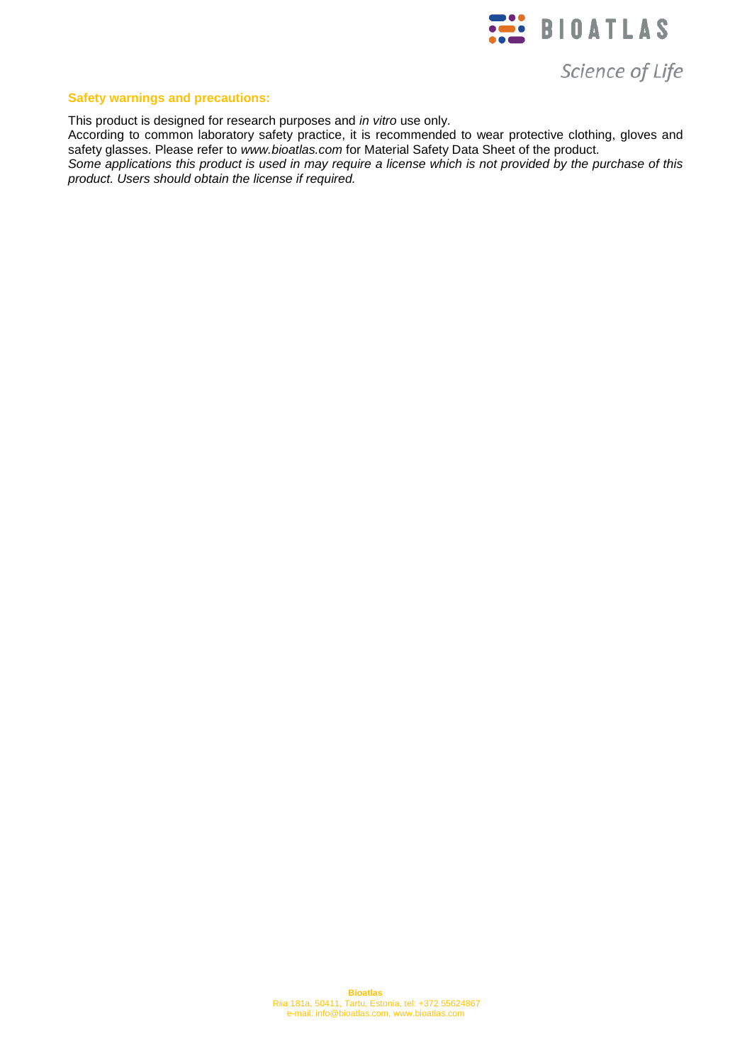**Safety warnings and precautions:**

This product is designed for research purposes and *in vitro* use only.
According to common laboratory safety practice, it is recommended to wear protective clothing, gloves and safety glasses. Please refer to *www.bioatlas.com* for Material Safety Data Sheet of the product.
*Some applications this product is used in may require a license which is not provided by the purchase of this product. Users should obtain the license if required.*